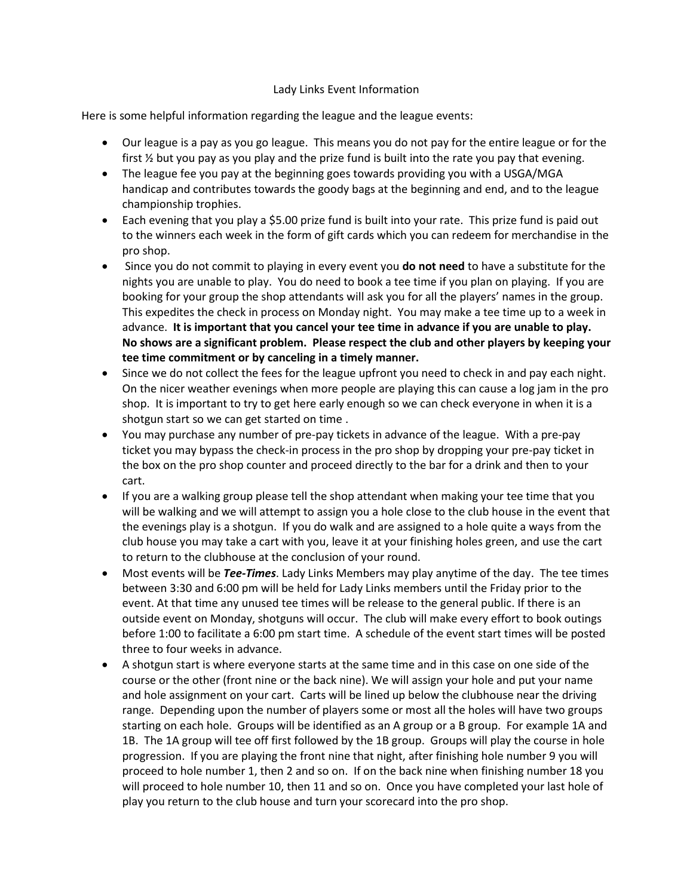# Lady Links Event Information

Here is some helpful information regarding the league and the league events:

- Our league is a pay as you go league. This means you do not pay for the entire league or for the first ½ but you pay as you play and the prize fund is built into the rate you pay that evening.
- The league fee you pay at the beginning goes towards providing you with a USGA/MGA handicap and contributes towards the goody bags at the beginning and end, and to the league championship trophies.
- Each evening that you play a $5.00 prize fund is built into your rate. This prize fund is paid out to the winners each week in the form of gift cards which you can redeem for merchandise in the pro shop.
- Since you do not commit to playing in every event you **do not need** to have a substitute for the nights you are unable to play. You do need to book a tee time if you plan on playing. If you are booking for your group the shop attendants will ask you for all the players' names in the group. This expedites the check in process on Monday night. You may make a tee time up to a week in advance. **It is important that you cancel your tee time in advance if you are unable to play. No shows are a significant problem. Please respect the club and other players by keeping your tee time commitment or by canceling in a timely manner.**
- Since we do not collect the fees for the league upfront you need to check in and pay each night. On the nicer weather evenings when more people are playing this can cause a log jam in the pro shop. It is important to try to get here early enough so we can check everyone in when it is a shotgun start so we can get started on time .
- You may purchase any number of pre-pay tickets in advance of the league. With a pre-pay ticket you may bypass the check-in process in the pro shop by dropping your pre-pay ticket in the box on the pro shop counter and proceed directly to the bar for a drink and then to your cart.
- If you are a walking group please tell the shop attendant when making your tee time that you will be walking and we will attempt to assign you a hole close to the club house in the event that the evenings play is a shotgun. If you do walk and are assigned to a hole quite a ways from the club house you may take a cart with you, leave it at your finishing holes green, and use the cart to return to the clubhouse at the conclusion of your round.
- Most events will be ***Tee-Times***. Lady Links Members may play anytime of the day. The tee times between 3:30 and 6:00 pm will be held for Lady Links members until the Friday prior to the event. At that time any unused tee times will be release to the general public. If there is an outside event on Monday, shotguns will occur. The club will make every effort to book outings before 1:00 to facilitate a 6:00 pm start time. A schedule of the event start times will be posted three to four weeks in advance.
- A shotgun start is where everyone starts at the same time and in this case on one side of the course or the other (front nine or the back nine). We will assign your hole and put your name and hole assignment on your cart. Carts will be lined up below the clubhouse near the driving range. Depending upon the number of players some or most all the holes will have two groups starting on each hole. Groups will be identified as an A group or a B group. For example 1A and 1B. The 1A group will tee off first followed by the 1B group. Groups will play the course in hole progression. If you are playing the front nine that night, after finishing hole number 9 you will proceed to hole number 1, then 2 and so on. If on the back nine when finishing number 18 you will proceed to hole number 10, then 11 and so on. Once you have completed your last hole of play you return to the club house and turn your scorecard into the pro shop.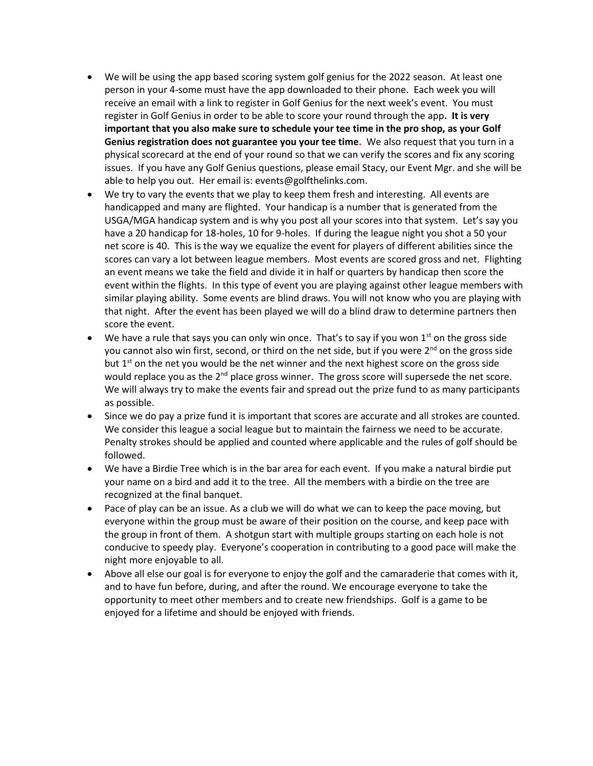- We will be using the app based scoring system golf genius for the 2022 season. At least one person in your 4-some must have the app downloaded to their phone. Each week you will receive an email with a link to register in Golf Genius for the next week's event. You must register in Golf Genius in order to be able to score your round through the app**. It is very important that you also make sure to schedule your tee time in the pro shop, as your Golf Genius registration does not guarantee you your tee time.** We also request that you turn in a physical scorecard at the end of your round so that we can verify the scores and fix any scoring issues. If you have any Golf Genius questions, please email Stacy, our Event Mgr. and she will be able to help you out. Her email is: events@golfthelinks.com.
- We try to vary the events that we play to keep them fresh and interesting. All events are handicapped and many are flighted. Your handicap is a number that is generated from the USGA/MGA handicap system and is why you post all your scores into that system. Let's say you have a 20 handicap for 18-holes, 10 for 9-holes. If during the league night you shot a 50 your net score is 40. This is the way we equalize the event for players of different abilities since the scores can vary a lot between league members. Most events are scored gross and net. Flighting an event means we take the field and divide it in half or quarters by handicap then score the event within the flights. In this type of event you are playing against other league members with similar playing ability. Some events are blind draws. You will not know who you are playing with that night. After the event has been played we will do a blind draw to determine partners then score the event.
- We have a rule that says you can only win once. That's to say if you won 1st on the gross side you cannot also win first, second, or third on the net side, but if you were 2nd on the gross side but 1st on the net you would be the net winner and the next highest score on the gross side would replace you as the 2nd place gross winner. The gross score will supersede the net score. We will always try to make the events fair and spread out the prize fund to as many participants as possible.
- Since we do pay a prize fund it is important that scores are accurate and all strokes are counted. We consider this league a social league but to maintain the fairness we need to be accurate. Penalty strokes should be applied and counted where applicable and the rules of golf should be followed.
- We have a Birdie Tree which is in the bar area for each event. If you make a natural birdie put your name on a bird and add it to the tree. All the members with a birdie on the tree are recognized at the final banquet.
- Pace of play can be an issue. As a club we will do what we can to keep the pace moving, but everyone within the group must be aware of their position on the course, and keep pace with the group in front of them. A shotgun start with multiple groups starting on each hole is not conducive to speedy play. Everyone's cooperation in contributing to a good pace will make the night more enjoyable to all.
- Above all else our goal is for everyone to enjoy the golf and the camaraderie that comes with it, and to have fun before, during, and after the round. We encourage everyone to take the opportunity to meet other members and to create new friendships. Golf is a game to be enjoyed for a lifetime and should be enjoyed with friends.